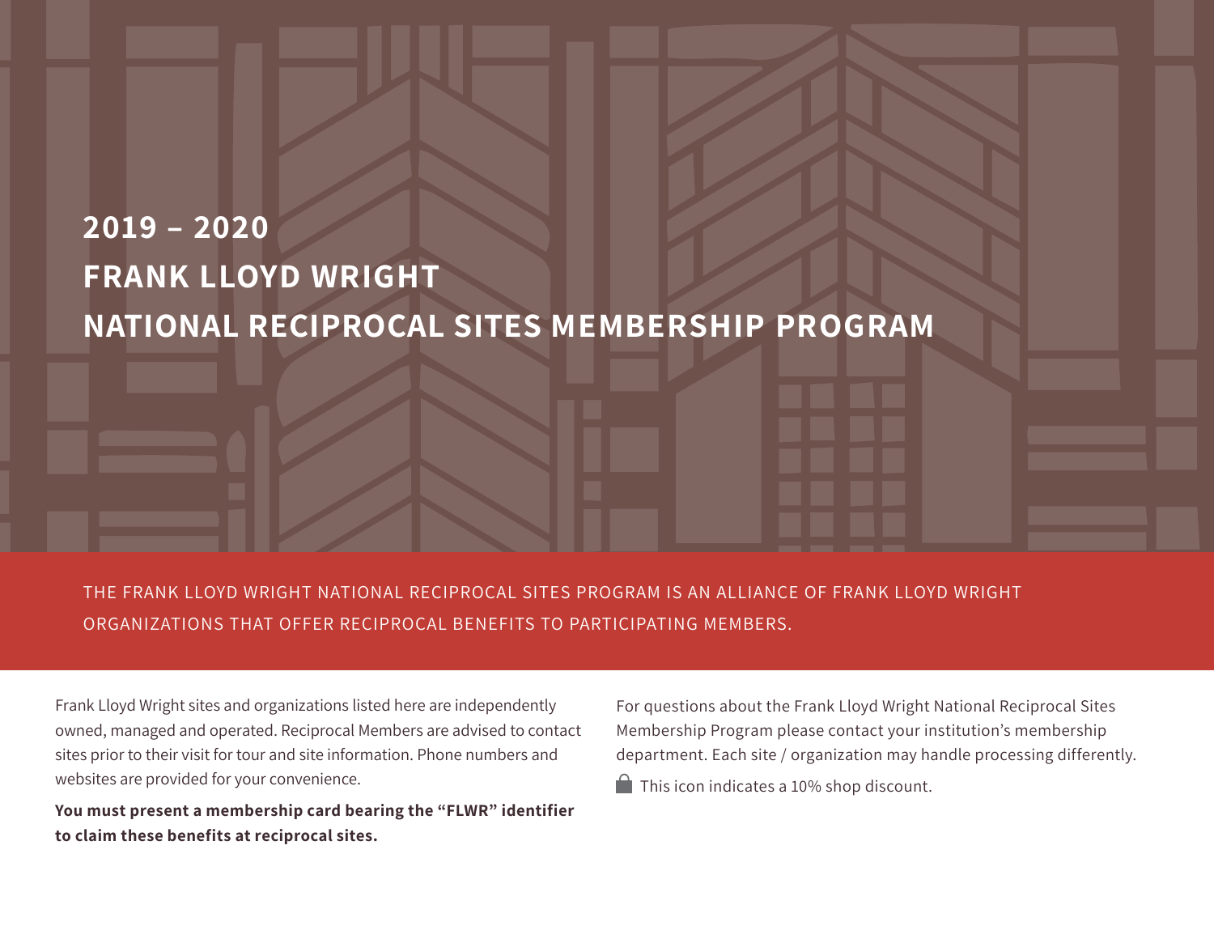# 2019 – 2020
# FRANK LLOYD WRIGHT
# NATIONAL RECIPROCAL SITES MEMBERSHIP PROGRAM

THE FRANK LLOYD WRIGHT NATIONAL RECIPROCAL SITES PROGRAM IS AN ALLIANCE OF FRANK LLOYD WRIGHT ORGANIZATIONS THAT OFFER RECIPROCAL BENEFITS TO PARTICIPATING MEMBERS.

Frank Lloyd Wright sites and organizations listed here are independently owned, managed and operated. Reciprocal Members are advised to contact sites prior to their visit for tour and site information. Phone numbers and websites are provided for your convenience.

**You must present a membership card bearing the "FLWR" identifier to claim these benefits at reciprocal sites.**

For questions about the Frank Lloyd Wright National Reciprocal Sites Membership Program please contact your institution's membership department. Each site / organization may handle processing differently.

🔒 This icon indicates a 10% shop discount.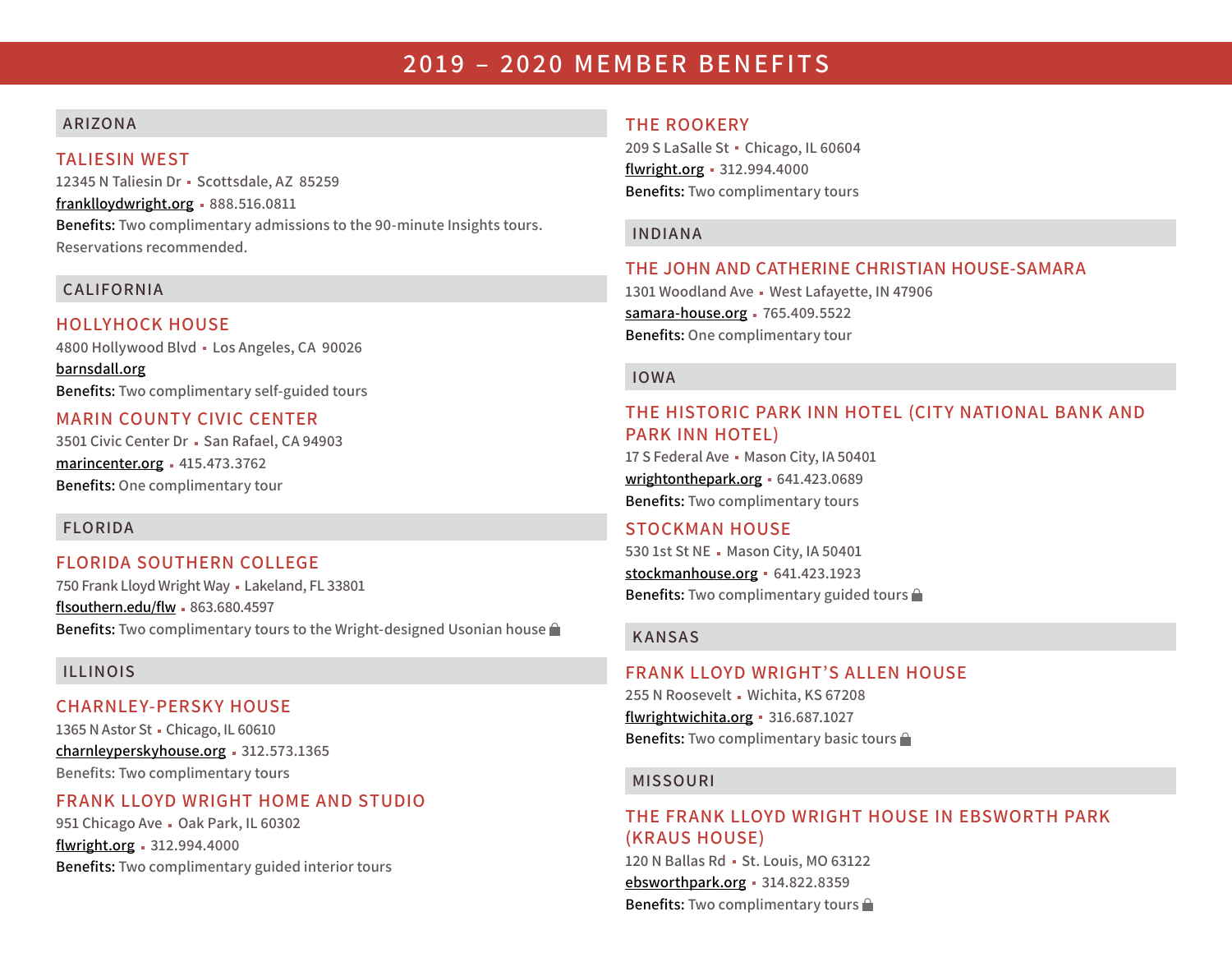# 2019 – 2020 MEMBER BENEFITS

## ARIZONA

### TALIESIN WEST

12345 N Taliesin Dr ▪ Scottsdale, AZ 85259

franklloydwright.org ▪ 888.516.0811

**Benefits:** Two complimentary admissions to the 90-minute Insights tours. Reservations recommended.

## CALIFORNIA

### HOLLYHOCK HOUSE

4800 Hollywood Blvd ▪ Los Angeles, CA 90026

barnsdall.org

**Benefits:** Two complimentary self-guided tours

### MARIN COUNTY CIVIC CENTER

3501 Civic Center Dr ▪ San Rafael, CA 94903

marincenter.org ▪ 415.473.3762

**Benefits:** One complimentary tour

## FLORIDA

### FLORIDA SOUTHERN COLLEGE

750 Frank Lloyd Wright Way ▪ Lakeland, FL 33801

flsouthern.edu/flw ▪ 863.680.4597

**Benefits:** Two complimentary tours to the Wright-designed Usonian house 🔒

## ILLINOIS

### CHARNLEY-PERSKY HOUSE

1365 N Astor St ▪ Chicago, IL 60610

charnleyperskyhouse.org ▪ 312.573.1365

Benefits: Two complimentary tours

### FRANK LLOYD WRIGHT HOME AND STUDIO

951 Chicago Ave ▪ Oak Park, IL 60302

flwright.org ▪ 312.994.4000

**Benefits:** Two complimentary guided interior tours

### THE ROOKERY

209 S LaSalle St ▪ Chicago, IL 60604

flwright.org ▪ 312.994.4000

**Benefits:** Two complimentary tours

## INDIANA

### THE JOHN AND CATHERINE CHRISTIAN HOUSE-SAMARA

1301 Woodland Ave ▪ West Lafayette, IN 47906

samara-house.org ▪ 765.409.5522

**Benefits:** One complimentary tour

## IOWA

### THE HISTORIC PARK INN HOTEL (CITY NATIONAL BANK AND PARK INN HOTEL)

17 S Federal Ave ▪ Mason City, IA 50401

wrightonthepark.org ▪ 641.423.0689

**Benefits:** Two complimentary tours

### STOCKMAN HOUSE

530 1st St NE ▪ Mason City, IA 50401

stockmanhouse.org ▪ 641.423.1923

**Benefits:** Two complimentary guided tours 🔒

## KANSAS

### FRANK LLOYD WRIGHT'S ALLEN HOUSE

255 N Roosevelt ▪ Wichita, KS 67208

flwrightwichita.org ▪ 316.687.1027

**Benefits:** Two complimentary basic tours 🔒

## MISSOURI

### THE FRANK LLOYD WRIGHT HOUSE IN EBSWORTH PARK (KRAUS HOUSE)

120 N Ballas Rd ▪ St. Louis, MO 63122

ebsworthpark.org ▪ 314.822.8359

**Benefits:** Two complimentary tours 🔒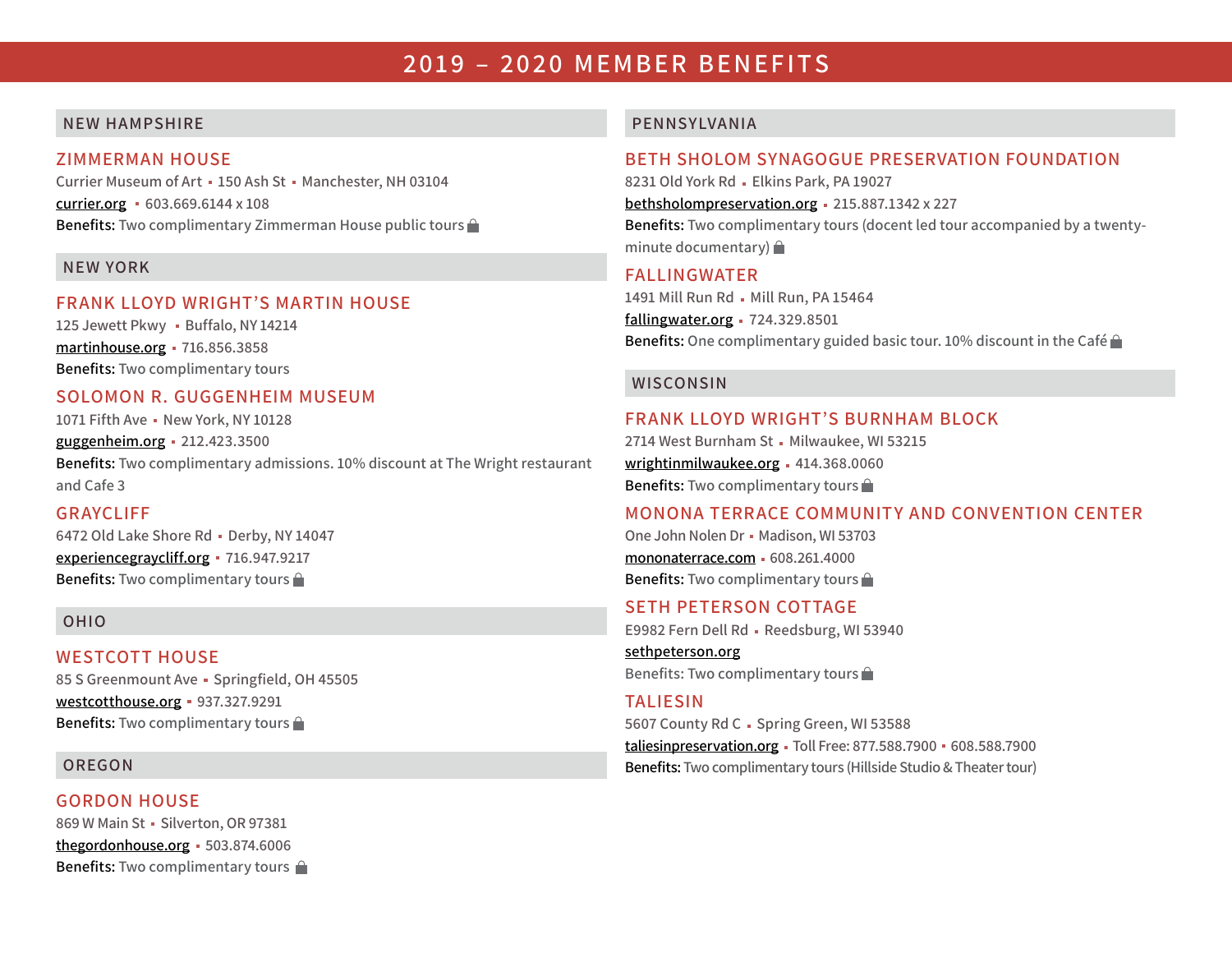# 2019 – 2020 MEMBER BENEFITS

## NEW HAMPSHIRE

### ZIMMERMAN HOUSE

Currier Museum of Art ▪ 150 Ash St ▪ Manchester, NH 03104
currier.org ▪ 603.669.6144 x 108
**Benefits:** Two complimentary Zimmerman House public tours

## NEW YORK

### FRANK LLOYD WRIGHT'S MARTIN HOUSE

125 Jewett Pkwy ▪ Buffalo, NY 14214
martinhouse.org ▪ 716.856.3858
**Benefits:** Two complimentary tours

### SOLOMON R. GUGGENHEIM MUSEUM

1071 Fifth Ave ▪ New York, NY 10128
guggenheim.org ▪ 212.423.3500
**Benefits:** Two complimentary admissions. 10% discount at The Wright restaurant and Cafe 3

### GRAYCLIFF

6472 Old Lake Shore Rd ▪ Derby, NY 14047
experiencegraycliff.org ▪ 716.947.9217
**Benefits:** Two complimentary tours

## OHIO

### WESTCOTT HOUSE

85 S Greenmount Ave ▪ Springfield, OH 45505
westcotthouse.org ▪ 937.327.9291
**Benefits:** Two complimentary tours

## OREGON

### GORDON HOUSE

869 W Main St ▪ Silverton, OR 97381
thegordonhouse.org ▪ 503.874.6006
**Benefits:** Two complimentary tours

## PENNSYLVANIA

### BETH SHOLOM SYNAGOGUE PRESERVATION FOUNDATION

8231 Old York Rd ▪ Elkins Park, PA 19027
bethsholompreservation.org ▪ 215.887.1342 x 227
**Benefits:** Two complimentary tours (docent led tour accompanied by a twenty-minute documentary)

### FALLINGWATER

1491 Mill Run Rd ▪ Mill Run, PA 15464
fallingwater.org ▪ 724.329.8501
**Benefits:** One complimentary guided basic tour. 10% discount in the Café

## WISCONSIN

### FRANK LLOYD WRIGHT'S BURNHAM BLOCK

2714 West Burnham St ▪ Milwaukee, WI 53215
wrightinmilwaukee.org ▪ 414.368.0060
**Benefits:** Two complimentary tours

### MONONA TERRACE COMMUNITY AND CONVENTION CENTER

One John Nolen Dr ▪ Madison, WI 53703
mononaterrace.com ▪ 608.261.4000
**Benefits:** Two complimentary tours

### SETH PETERSON COTTAGE

E9982 Fern Dell Rd ▪ Reedsburg, WI 53940
sethpeterson.org
Benefits: Two complimentary tours

### TALIESIN

5607 County Rd C ▪ Spring Green, WI 53588
taliesinpreservation.org ▪ Toll Free: 877.588.7900 ▪ 608.588.7900
**Benefits:** Two complimentary tours (Hillside Studio & Theater tour)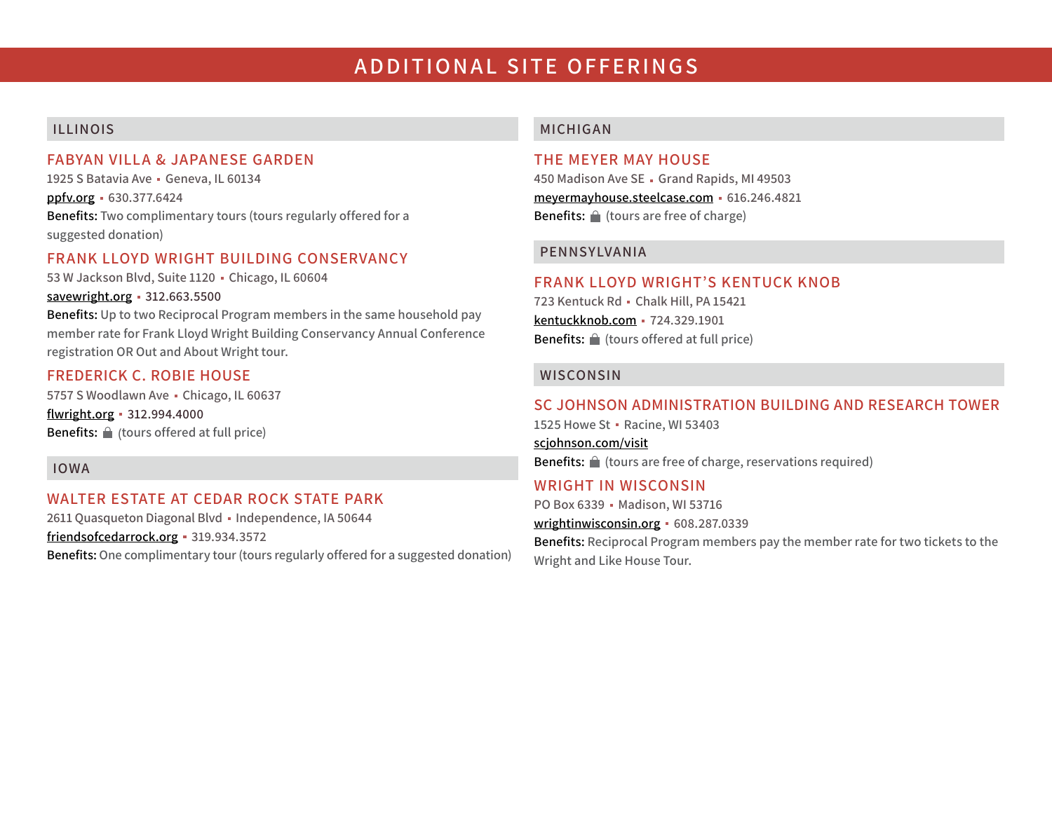# ADDITIONAL SITE OFFERINGS

## ILLINOIS

### FABYAN VILLA & JAPANESE GARDEN

1925 S Batavia Ave ▪ Geneva, IL 60134
ppfv.org ▪ 630.377.6424
**Benefits:** Two complimentary tours (tours regularly offered for a suggested donation)

### FRANK LLOYD WRIGHT BUILDING CONSERVANCY

53 W Jackson Blvd, Suite 1120 ▪ Chicago, IL 60604
savewright.org ▪ 312.663.5500
**Benefits:** Up to two Reciprocal Program members in the same household pay member rate for Frank Lloyd Wright Building Conservancy Annual Conference registration OR Out and About Wright tour.

### FREDERICK C. ROBIE HOUSE

5757 S Woodlawn Ave ▪ Chicago, IL 60637
flwright.org ▪ 312.994.4000
**Benefits:** 🔒 (tours offered at full price)

## IOWA

### WALTER ESTATE AT CEDAR ROCK STATE PARK

2611 Quasqueton Diagonal Blvd ▪ Independence, IA 50644
friendsofcedarrock.org ▪ 319.934.3572
**Benefits:** One complimentary tour (tours regularly offered for a suggested donation)

## MICHIGAN

### THE MEYER MAY HOUSE

450 Madison Ave SE ▪ Grand Rapids, MI 49503
meyermayhouse.steelcase.com ▪ 616.246.4821
**Benefits:** 🔒 (tours are free of charge)

## PENNSYLVANIA

### FRANK LLOYD WRIGHT'S KENTUCK KNOB

723 Kentuck Rd ▪ Chalk Hill, PA 15421
kentuckknob.com ▪ 724.329.1901
**Benefits:** 🔒 (tours offered at full price)

## WISCONSIN

### SC JOHNSON ADMINISTRATION BUILDING AND RESEARCH TOWER

1525 Howe St ▪ Racine, WI 53403
scjohnson.com/visit
**Benefits:** 🔒 (tours are free of charge, reservations required)

### WRIGHT IN WISCONSIN

PO Box 6339 ▪ Madison, WI 53716
wrightinwisconsin.org ▪ 608.287.0339
**Benefits:** Reciprocal Program members pay the member rate for two tickets to the Wright and Like House Tour.